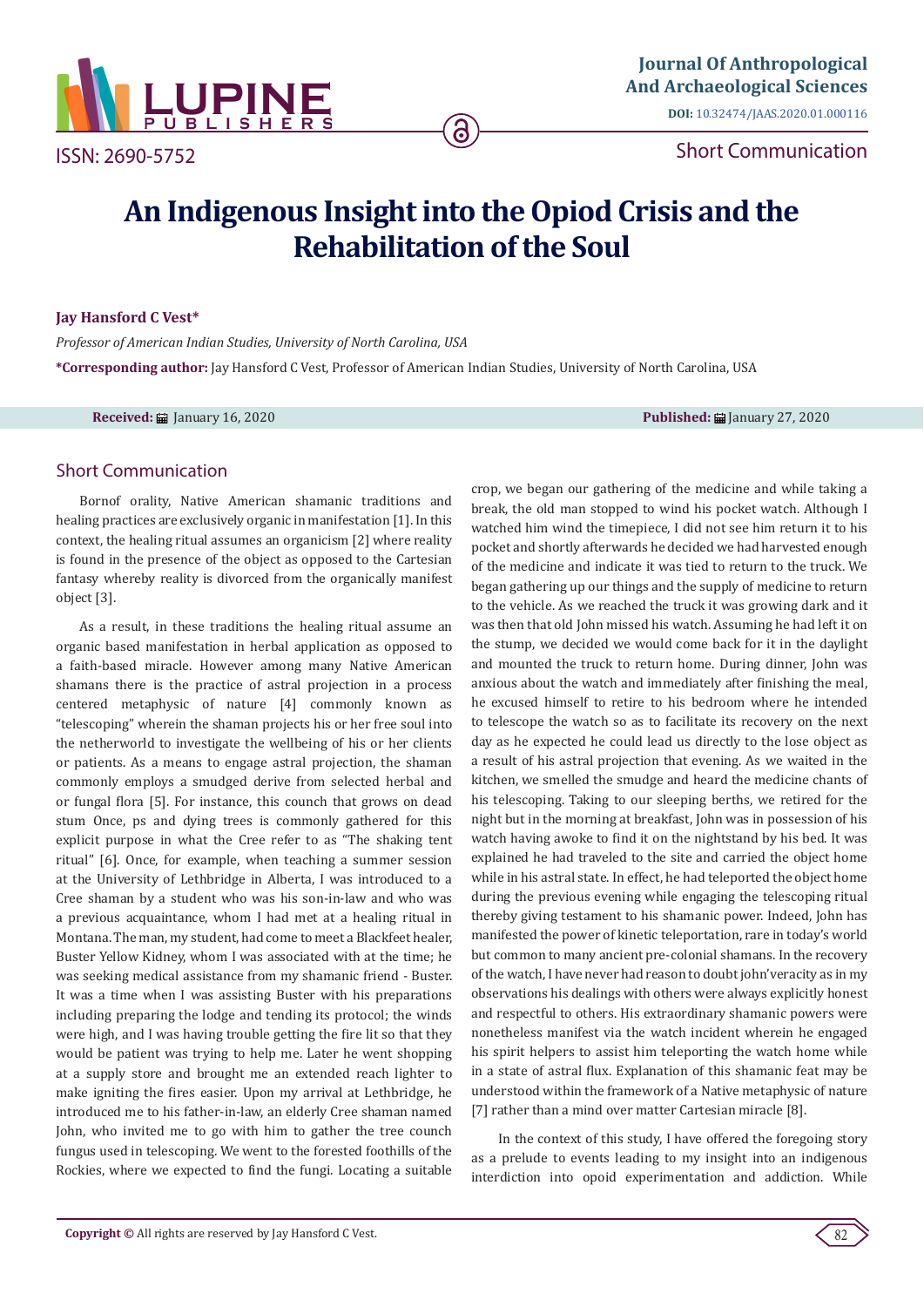# An Indigenous Insight into the Opiod Crisis and the Rehabilitation of the Soul

**Jay Hansford C Vest***

*Professor of American Indian Studies, University of North Carolina, USA*

***Corresponding author:** Jay Hansford C Vest, Professor of American Indian Studies, University of North Carolina, USA

**Received:** January 16, 2020 **Published:** January 27, 2020

## Short Communication

Bornof orality, Native American shamanic traditions and healing practices are exclusively organic in manifestation [1]. In this context, the healing ritual assumes an organicism [2] where reality is found in the presence of the object as opposed to the Cartesian fantasy whereby reality is divorced from the organically manifest object [3].

As a result, in these traditions the healing ritual assume an organic based manifestation in herbal application as opposed to a faith-based miracle. However among many Native American shamans there is the practice of astral projection in a process centered metaphysic of nature [4] commonly known as "telescoping" wherein the shaman projects his or her free soul into the netherworld to investigate the wellbeing of his or her clients or patients. As a means to engage astral projection, the shaman commonly employs a smudged derive from selected herbal and or fungal flora [5]. For instance, this counch that grows on dead stum Once, ps and dying trees is commonly gathered for this explicit purpose in what the Cree refer to as "The shaking tent ritual" [6]. Once, for example, when teaching a summer session at the University of Lethbridge in Alberta, I was introduced to a Cree shaman by a student who was his son-in-law and who was a previous acquaintance, whom I had met at a healing ritual in Montana. The man, my student, had come to meet a Blackfeet healer, Buster Yellow Kidney, whom I was associated with at the time; he was seeking medical assistance from my shamanic friend - Buster. It was a time when I was assisting Buster with his preparations including preparing the lodge and tending its protocol; the winds were high, and I was having trouble getting the fire lit so that they would be patient was trying to help me. Later he went shopping at a supply store and brought me an extended reach lighter to make igniting the fires easier. Upon my arrival at Lethbridge, he introduced me to his father-in-law, an elderly Cree shaman named John, who invited me to go with him to gather the tree counch fungus used in telescoping. We went to the forested foothills of the Rockies, where we expected to find the fungi. Locating a suitable crop, we began our gathering of the medicine and while taking a break, the old man stopped to wind his pocket watch. Although I watched him wind the timepiece, I did not see him return it to his pocket and shortly afterwards he decided we had harvested enough of the medicine and indicate it was tied to return to the truck. We began gathering up our things and the supply of medicine to return to the vehicle. As we reached the truck it was growing dark and it was then that old John missed his watch. Assuming he had left it on the stump, we decided we would come back for it in the daylight and mounted the truck to return home. During dinner, John was anxious about the watch and immediately after finishing the meal, he excused himself to retire to his bedroom where he intended to telescope the watch so as to facilitate its recovery on the next day as he expected he could lead us directly to the lose object as a result of his astral projection that evening. As we waited in the kitchen, we smelled the smudge and heard the medicine chants of his telescoping. Taking to our sleeping berths, we retired for the night but in the morning at breakfast, John was in possession of his watch having awoke to find it on the nightstand by his bed. It was explained he had traveled to the site and carried the object home while in his astral state. In effect, he had teleported the object home during the previous evening while engaging the telescoping ritual thereby giving testament to his shamanic power. Indeed, John has manifested the power of kinetic teleportation, rare in today's world but common to many ancient pre-colonial shamans. In the recovery of the watch, I have never had reason to doubt john'veracity as in my observations his dealings with others were always explicitly honest and respectful to others. His extraordinary shamanic powers were nonetheless manifest via the watch incident wherein he engaged his spirit helpers to assist him teleporting the watch home while in a state of astral flux. Explanation of this shamanic feat may be understood within the framework of a Native metaphysic of nature [7] rather than a mind over matter Cartesian miracle [8].

In the context of this study, I have offered the foregoing story as a prelude to events leading to my insight into an indigenous interdiction into opoid experimentation and addiction. While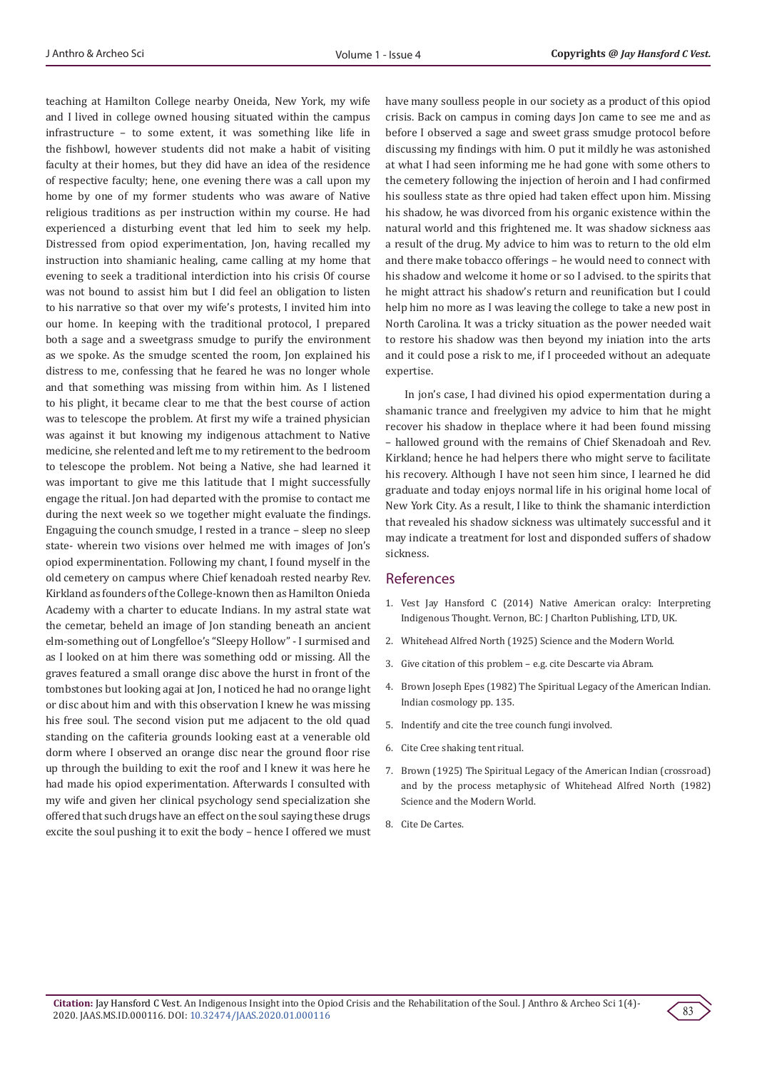teaching at Hamilton College nearby Oneida, New York, my wife and I lived in college owned housing situated within the campus infrastructure – to some extent, it was something like life in the fishbowl, however students did not make a habit of visiting faculty at their homes, but they did have an idea of the residence of respective faculty; hene, one evening there was a call upon my home by one of my former students who was aware of Native religious traditions as per instruction within my course. He had experienced a disturbing event that led him to seek my help. Distressed from opiod experimentation, Jon, having recalled my instruction into shamianic healing, came calling at my home that evening to seek a traditional interdiction into his crisis Of course was not bound to assist him but I did feel an obligation to listen to his narrative so that over my wife's protests, I invited him into our home. In keeping with the traditional protocol, I prepared both a sage and a sweetgrass smudge to purify the environment as we spoke. As the smudge scented the room, Jon explained his distress to me, confessing that he feared he was no longer whole and that something was missing from within him. As I listened to his plight, it became clear to me that the best course of action was to telescope the problem. At first my wife a trained physician was against it but knowing my indigenous attachment to Native medicine, she relented and left me to my retirement to the bedroom to telescope the problem. Not being a Native, she had learned it was important to give me this latitude that I might successfully engage the ritual. Jon had departed with the promise to contact me during the next week so we together might evaluate the findings. Engaguing the counch smudge, I rested in a trance – sleep no sleep state- wherein two visions over helmed me with images of Jon's opiod experminentation. Following my chant, I found myself in the old cemetery on campus where Chief kenadoah rested nearby Rev. Kirkland as founders of the College-known then as Hamilton Onieda Academy with a charter to educate Indians. In my astral state wat the cemetar, beheld an image of Jon standing beneath an ancient elm-something out of Longfelloe's "Sleepy Hollow" - I surmised and as I looked on at him there was something odd or missing. All the graves featured a small orange disc above the hurst in front of the tombstones but looking agai at Jon, I noticed he had no orange light or disc about him and with this observation I knew he was missing his free soul. The second vision put me adjacent to the old quad standing on the cafiteria grounds looking east at a venerable old dorm where I observed an orange disc near the ground floor rise up through the building to exit the roof and I knew it was here he had made his opiod experimentation. Afterwards I consulted with my wife and given her clinical psychology send specialization she offered that such drugs have an effect on the soul saying these drugs excite the soul pushing it to exit the body – hence I offered we must have many soulless people in our society as a product of this opiod crisis. Back on campus in coming days Jon came to see me and as before I observed a sage and sweet grass smudge protocol before discussing my findings with him. O put it mildly he was astonished at what I had seen informing me he had gone with some others to the cemetery following the injection of heroin and I had confirmed his soulless state as thre opied had taken effect upon him. Missing his shadow, he was divorced from his organic existence within the natural world and this frightened me. It was shadow sickness aas a result of the drug. My advice to him was to return to the old elm and there make tobacco offerings – he would need to connect with his shadow and welcome it home or so I advised. to the spirits that he might attract his shadow's return and reunification but I could help him no more as I was leaving the college to take a new post in North Carolina. It was a tricky situation as the power needed wait to restore his shadow was then beyond my iniation into the arts and it could pose a risk to me, if I proceeded without an adequate expertise.

In jon's case, I had divined his opiod expermentation during a shamanic trance and freelygiven my advice to him that he might recover his shadow in theplace where it had been found missing – hallowed ground with the remains of Chief Skenadoah and Rev. Kirkland; hence he had helpers there who might serve to facilitate his recovery. Although I have not seen him since, I learned he did graduate and today enjoys normal life in his original home local of New York City. As a result, I like to think the shamanic interdiction that revealed his shadow sickness was ultimately successful and it may indicate a treatment for lost and disponded suffers of shadow sickness.

## References

1. Vest Jay Hansford C (2014) Native American oralcy: Interpreting Indigenous Thought. Vernon, BC: J Charlton Publishing, LTD, UK.
2. Whitehead Alfred North (1925) Science and the Modern World.
3. Give citation of this problem – e.g. cite Descarte via Abram.
4. Brown Joseph Epes (1982) The Spiritual Legacy of the American Indian. Indian cosmology pp. 135.
5. Indentify and cite the tree counch fungi involved.
6. Cite Cree shaking tent ritual.
7. Brown (1925) The Spiritual Legacy of the American Indian (crossroad) and by the process metaphysic of Whitehead Alfred North (1982) Science and the Modern World.
8. Cite De Cartes.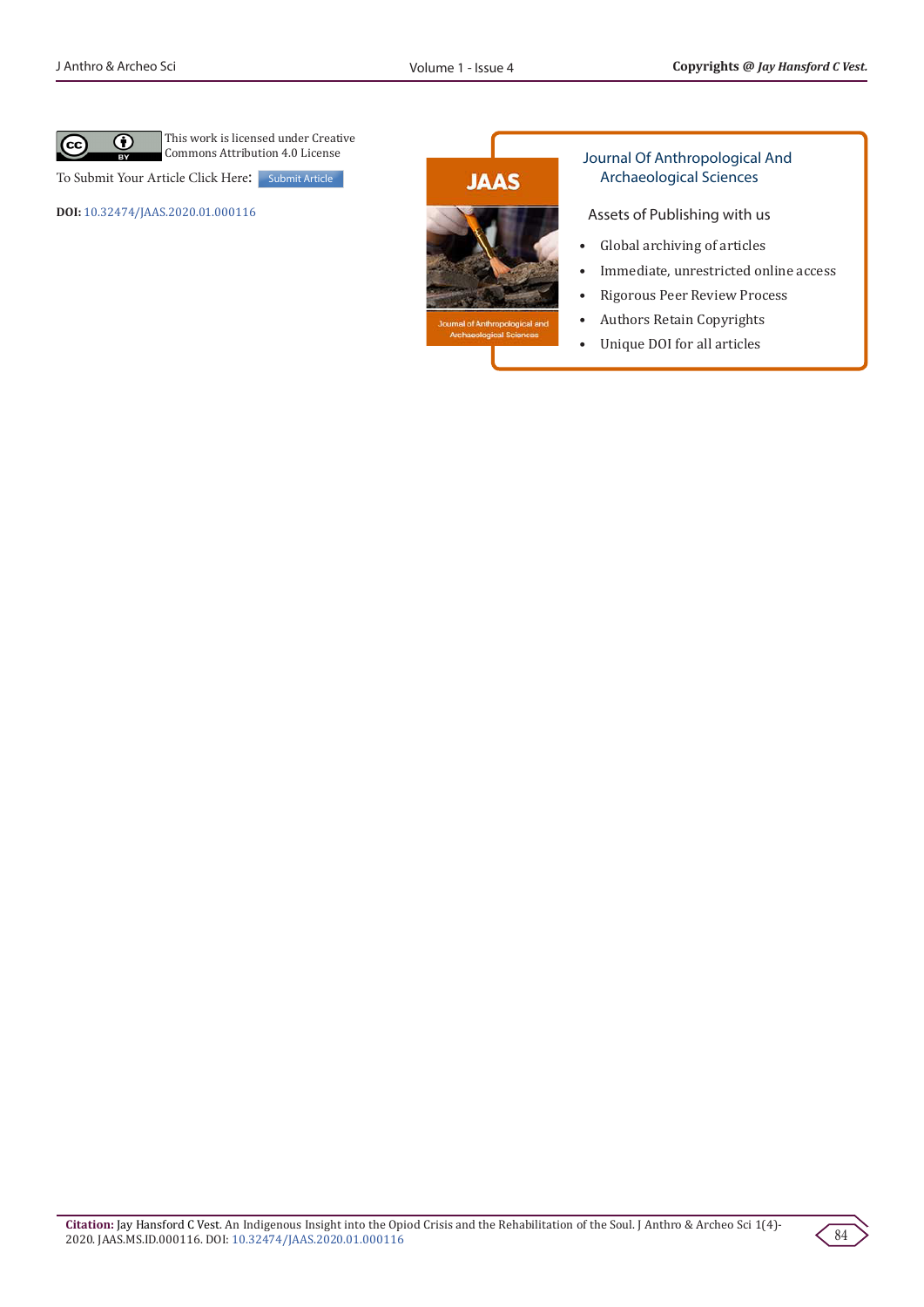This work is licensed under Creative Commons Attribution 4.0 License

To Submit Your Article Click Here: Submit Article

**DOI:** 10.32474/JAAS.2020.01.000116

JAAS

Journal of Anthropological and Archaeological Sciences

## Journal Of Anthropological And Archaeological Sciences

### Assets of Publishing with us

- Global archiving of articles
- Immediate, unrestricted online access
- Rigorous Peer Review Process
- Authors Retain Copyrights
- Unique DOI for all articles

**Citation:** Jay Hansford C Vest. An Indigenous Insight into the Opiod Crisis and the Rehabilitation of the Soul. J Anthro & Archeo Sci 1(4)-2020. JAAS.MS.ID.000116. DOI: 10.32474/JAAS.2020.01.000116